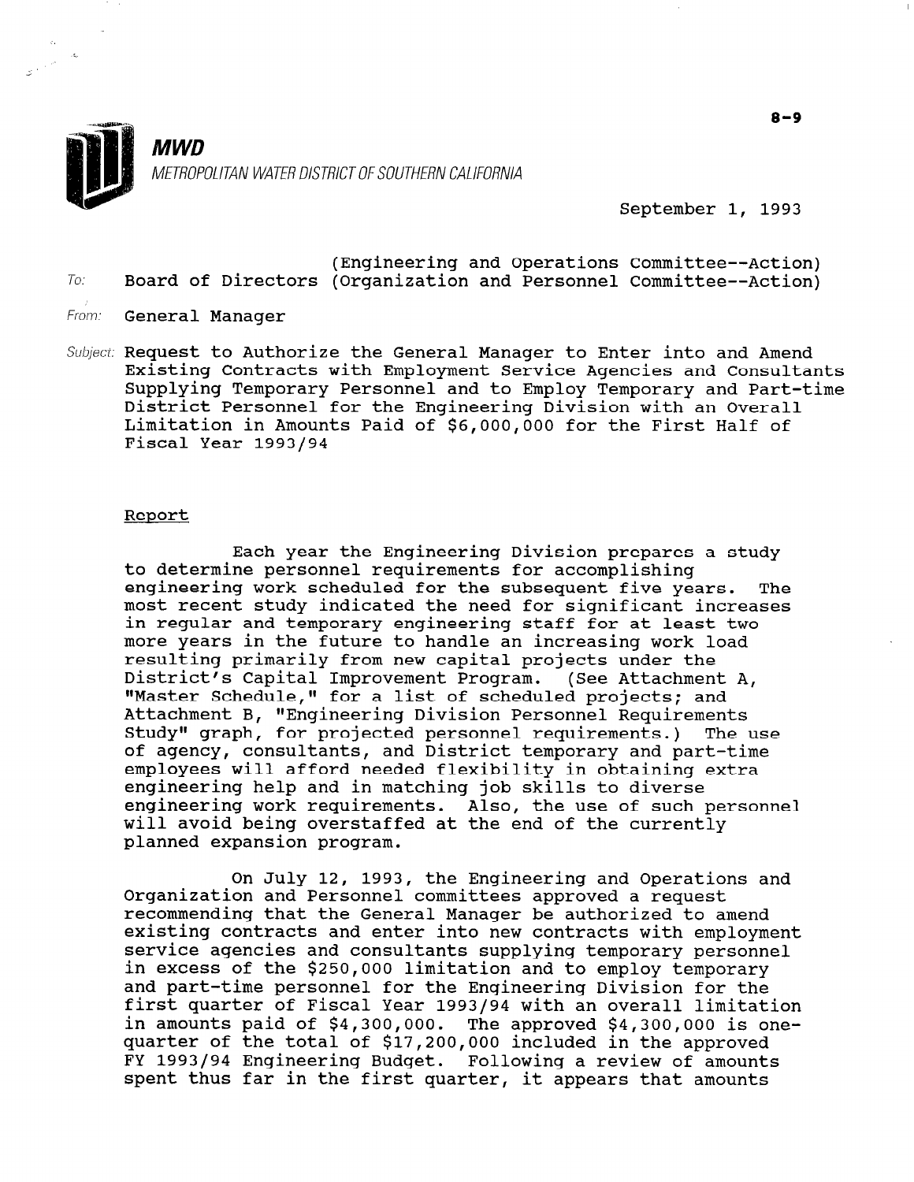**MWD**

METROPOLITAN WATER DISTRICT OF SOUTHERN CALIFORNIA

8-9

September 1, 1993

To: Board of Directors (Engineering and Operations Committee--Action)
(Organization and Personnel Committee--Action)

From: General Manager

Subject: Request to Authorize the General Manager to Enter into and Amend Existing Contracts with Employment Service Agencies and Consultants Supplying Temporary Personnel and to Employ Temporary and Part-time District Personnel for the Engineering Division with an Overall Limitation in Amounts Paid of $6,000,000 for the First Half of Fiscal Year 1993/94

## Report

Each year the Engineering Division prepares a study to determine personnel requirements for accomplishing engineering work scheduled for the subsequent five years. The most recent study indicated the need for significant increases in regular and temporary engineering staff for at least two more years in the future to handle an increasing work load resulting primarily from new capital projects under the District's Capital Improvement Program. (See Attachment A, "Master Schedule," for a list of scheduled projects; and Attachment B, "Engineering Division Personnel Requirements Study" graph, for projected personnel requirements.) The use of agency, consultants, and District temporary and part-time employees will afford needed flexibility in obtaining extra engineering help and in matching job skills to diverse engineering work requirements. Also, the use of such personnel will avoid being overstaffed at the end of the currently planned expansion program.

On July 12, 1993, the Engineering and Operations and Organization and Personnel committees approved a request recommending that the General Manager be authorized to amend existing contracts and enter into new contracts with employment service agencies and consultants supplying temporary personnel in excess of the $250,000 limitation and to employ temporary and part-time personnel for the Engineering Division for the first quarter of Fiscal Year 1993/94 with an overall limitation in amounts paid of $4,300,000. The approved $4,300,000 is one-quarter of the total of $17,200,000 included in the approved FY 1993/94 Engineering Budget. Following a review of amounts spent thus far in the first quarter, it appears that amounts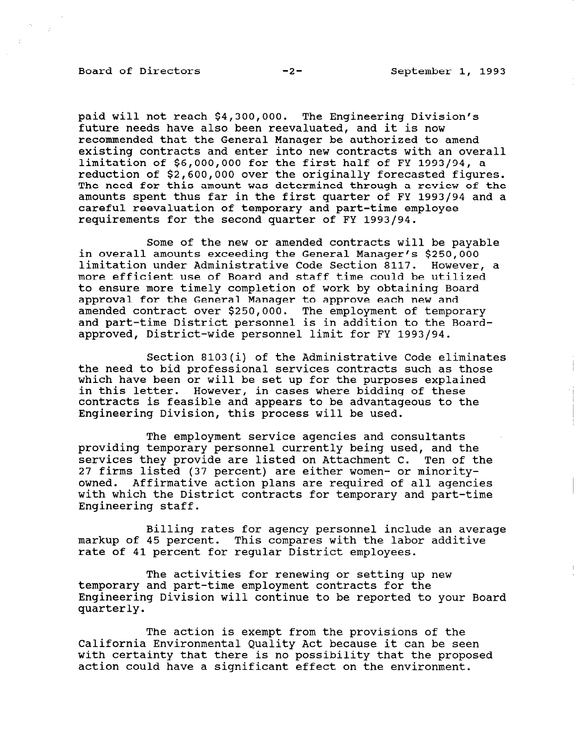paid will not reach $4,300,000. The Engineering Division's future needs have also been reevaluated, and it is now recommended that the General Manager be authorized to amend existing contracts and enter into new contracts with an overall limitation of $6,000,000 for the first half of FY 1993/94, a reduction of $2,600,000 over the originally forecasted figures. The need for this amount was determined through a review of the amounts spent thus far in the first quarter of FY 1993/94 and a careful reevaluation of temporary and part-time employee requirements for the second quarter of FY 1993/94.

Some of the new or amended contracts will be payable in overall amounts exceeding the General Manager's $250,000 limitation under Administrative Code Section 8117. However, a more efficient use of Board and staff time could be utilized to ensure more timely completion of work by obtaining Board approval for the General Manager to approve each new and amended contract over $250,000. The employment of temporary and part-time District personnel is in addition to the Board-approved, District-wide personnel limit for FY 1993/94.

Section 8103(i) of the Administrative Code eliminates the need to bid professional services contracts such as those which have been or will be set up for the purposes explained in this letter. However, in cases where bidding of these contracts is feasible and appears to be advantageous to the Engineering Division, this process will be used.

The employment service agencies and consultants providing temporary personnel currently being used, and the services they provide are listed on Attachment C. Ten of the 27 firms listed (37 percent) are either women- or minority-owned. Affirmative action plans are required of all agencies with which the District contracts for temporary and part-time Engineering staff.

Billing rates for agency personnel include an average markup of 45 percent. This compares with the labor additive rate of 41 percent for regular District employees.

The activities for renewing or setting up new temporary and part-time employment contracts for the Engineering Division will continue to be reported to your Board quarterly.

The action is exempt from the provisions of the California Environmental Quality Act because it can be seen with certainty that there is no possibility that the proposed action could have a significant effect on the environment.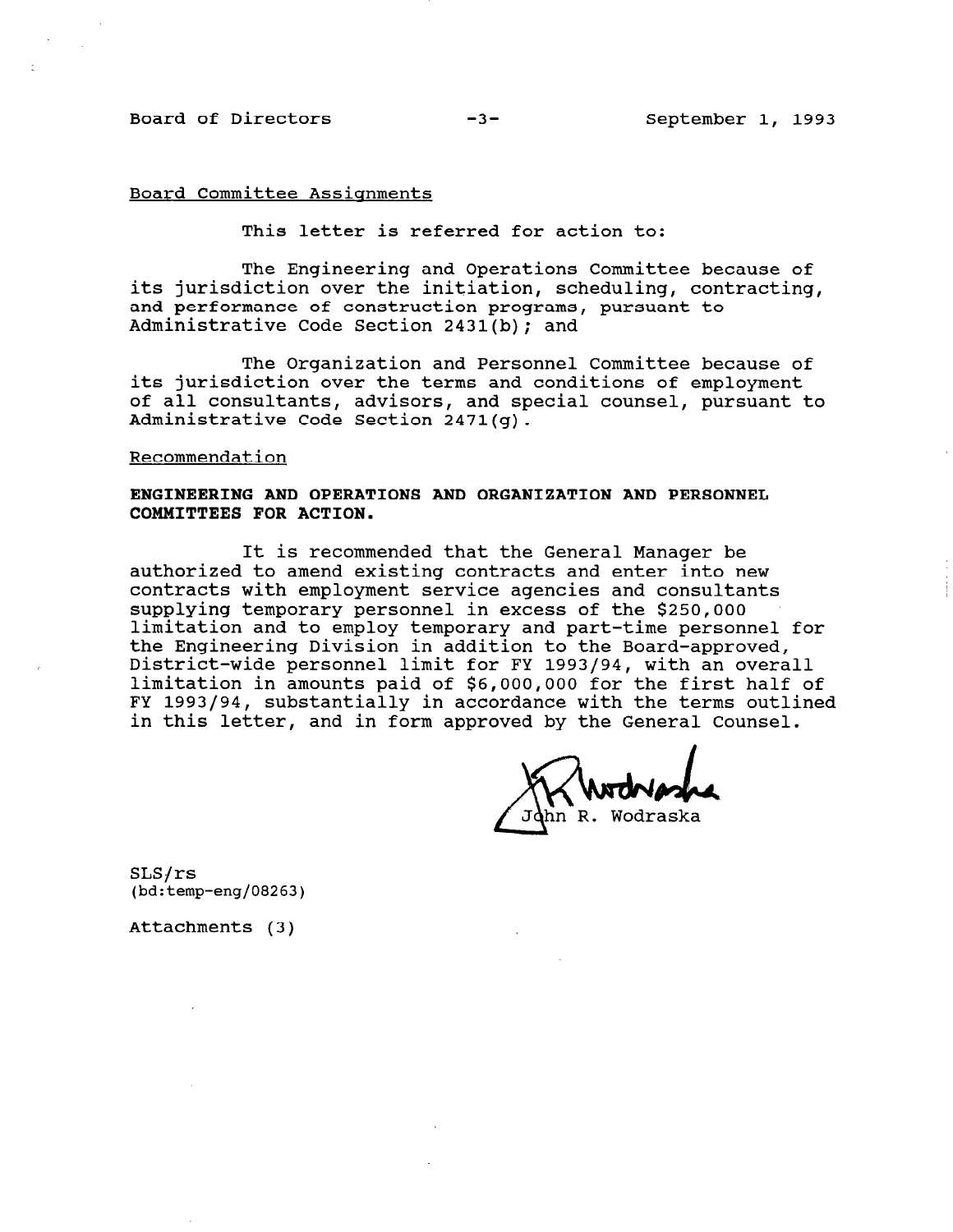Board Committee Assignments

This letter is referred for action to:

The Engineering and Operations Committee because of its jurisdiction over the initiation, scheduling, contracting, and performance of construction programs, pursuant to Administrative Code Section 2431(b); and

The Organization and Personnel Committee because of its jurisdiction over the terms and conditions of employment of all consultants, advisors, and special counsel, pursuant to Administrative Code Section 2471(g).

Recommendation

**ENGINEERING AND OPERATIONS AND ORGANIZATION AND PERSONNEL COMMITTEES FOR ACTION.**

It is recommended that the General Manager be authorized to amend existing contracts and enter into new contracts with employment service agencies and consultants supplying temporary personnel in excess of the $250,000 limitation and to employ temporary and part-time personnel for the Engineering Division in addition to the Board-approved, District-wide personnel limit for FY 1993/94, with an overall limitation in amounts paid of $6,000,000 for the first half of FY 1993/94, substantially in accordance with the terms outlined in this letter, and in form approved by the General Counsel.

John R. Wodraska

SLS/rs
(bd:temp-eng/08263)

Attachments (3)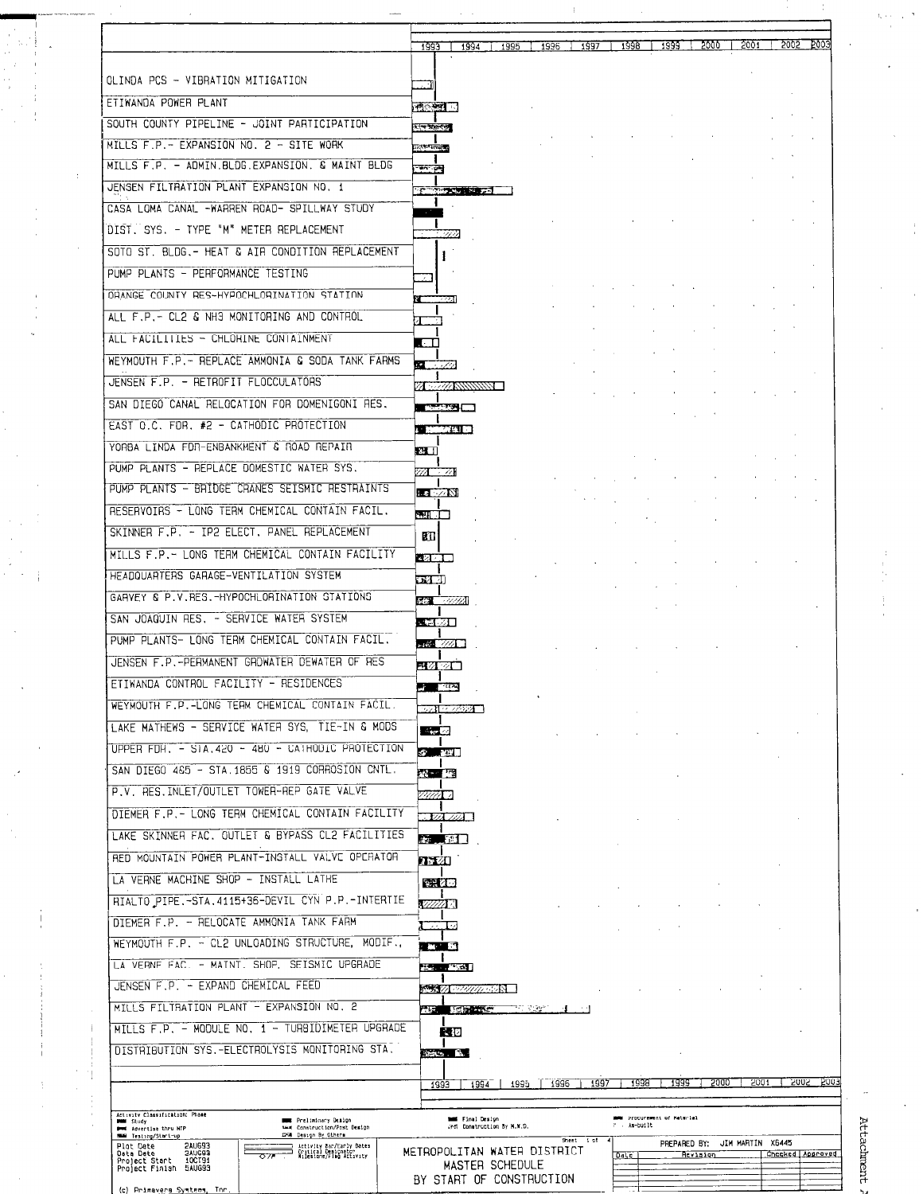| Project | 1993 | 1994 | 1995 | 1996 | 1997 | 1998 | 1999 | 2000 | 2001 | 2002 | 2003 |
|---|---|---|---|---|---|---|---|---|---|---|---|
| OLINDA PCS - VIBRATION MITIGATION | | | | | | | | | | | |
| ETIWANDA POWER PLANT | | | | | | | | | | | |
| SOUTH COUNTY PIPELINE - JOINT PARTICIPATION | | | | | | | | | | | |
| MILLS F.P.- EXPANSION NO. 2 - SITE WORK | | | | | | | | | | | |
| MILLS F.P. - ADMIN.BLDG.EXPANSION. & MAINT BLDG | | | | | | | | | | | |
| JENSEN FILTRATION PLANT EXPANSION NO. 1 | | | | | | | | | | | |
| CASA LOMA CANAL -WARREN ROAD- SPILLWAY STUDY | | | | | | | | | | | |
| DIST. SYS. - TYPE "M" METER REPLACEMENT | | | | | | | | | | | |
| SOTO ST. BLDG.- HEAT & AIR CONDITION REPLACEMENT | | | | | | | | | | | |
| PUMP PLANTS - PERFORMANCE TESTING | | | | | | | | | | | |
| ORANGE COUNTY RES-HYPOCHLORINATION STATION | | | | | | | | | | | |
| ALL F.P.- CL2 & NH3 MONITORING AND CONTROL | | | | | | | | | | | |
| ALL FACILITIES - CHLORINE CONTAINMENT | | | | | | | | | | | |
| WEYMOUTH F.P.- REPLACE AMMONIA & SODA TANK FARMS | | | | | | | | | | | |
| JENSEN F.P. - RETROFIT FLOCCULATORS | | | | | | | | | | | |
| SAN DIEGO CANAL RELOCATION FOR DOMENIGONI RES. | | | | | | | | | | | |
| EAST O.C. FDR. #2 - CATHODIC PROTECTION | | | | | | | | | | | |
| YORBA LINDA FDR-ENBANKMENT & ROAD REPAIR | | | | | | | | | | | |
| PUMP PLANTS - REPLACE DOMESTIC WATER SYS. | | | | | | | | | | | |
| PUMP PLANTS - BRIDGE CRANES SEISMIC RESTRAINTS | | | | | | | | | | | |
| RESERVOIRS - LONG TERM CHEMICAL CONTAIN FACIL. | | | | | | | | | | | |
| SKINNER F.P. - IP2 ELECT. PANEL REPLACEMENT | | | | | | | | | | | |
| MILLS F.P.- LONG TERM CHEMICAL CONTAIN FACILITY | | | | | | | | | | | |
| HEADQUARTERS GARAGE-VENTILATION SYSTEM | | | | | | | | | | | |
| GARVEY & P.V.RES.-HYPOCHLORINATION STATIONS | | | | | | | | | | | |
| SAN JOAQUIN RES. - SERVICE WATER SYSTEM | | | | | | | | | | | |
| PUMP PLANTS- LONG TERM CHEMICAL CONTAIN FACIL. | | | | | | | | | | | |
| JENSEN F.P.-PERMANENT GROWATER DEWATER OF RES | | | | | | | | | | | |
| ETIWANDA CONTROL FACILITY - RESIDENCES | | | | | | | | | | | |
| WEYMOUTH F.P.-LONG TERM CHEMICAL CONTAIN FACIL. | | | | | | | | | | | |
| LAKE MATHEWS - SERVICE WATER SYS. TIE-IN & MODS | | | | | | | | | | | |
| UPPER FDR. - STA.420 - 480 - CATHODIC PROTECTION | | | | | | | | | | | |
| SAN DIEGO 465 - STA.1855 & 1919 CORROSION CNTL. | | | | | | | | | | | |
| P.V. RES.INLET/OUTLET TOWER-REP GATE VALVE | | | | | | | | | | | |
| DIEMER F.P.- LONG TERM CHEMICAL CONTAIN FACILITY | | | | | | | | | | | |
| LAKE SKINNER FAC. OUTLET & BYPASS CL2 FACILITIES | | | | | | | | | | | |
| RED MOUNTAIN POWER PLANT-INSTALL VALVE OPERATOR | | | | | | | | | | | |
| LA VERNE MACHINE SHOP - INSTALL LATHE | | | | | | | | | | | |
| RIALTO PIPE.-STA.4115+36-DEVIL CYN P.P.-INTERTIE | | | | | | | | | | | |
| DIEMER F.P. - RELOCATE AMMONIA TANK FARM | | | | | | | | | | | |
| WEYMOUTH F.P. - CL2 UNLOADING STRUCTURE, MODIF., | | | | | | | | | | | |
| LA VERNE FAC. - MATNT. SHOP. SEISMIC UPGRADE | | | | | | | | | | | |
| JENSEN F.P. - EXPAND CHEMICAL FEED | | | | | | | | | | | |
| MILLS FILTRATION PLANT - EXPANSION NO. 2 | | | | | | | | | | | |
| MILLS F.P. - MODULE NO. 1 - TURBIDIMETER UPGRADE | | | | | | | | | | | |
| DISTRIBUTION SYS.-ELECTROLYSIS MONITORING STA. | | | | | | | | | | | |

Activity Classification: Phase
- Study
- Advertise thru NTP
- Testing/Start-up
- Preliminary Design
- Construction/Post Design
- Design By Others
- Final Design
- Construction By M.W.D.
- Procurement of Material
- As-built

Activity Bar/Early Dates
Critical Designator
Milestone/Flag Activity

Plot Date 2AUG93
Data Date 3AUG93
Project Start 1OCT91
Project Finish 5AUG93

METROPOLITAN WATER DISTRICT
MASTER SCHEDULE
BY START OF CONSTRUCTION

PREPARED BY: JIM MARTIN X6445

| Date | Revision | Checked | Approved |
|---|---|---|---|
| | | | |

(c) Primavera Systems, Inc.

Attachment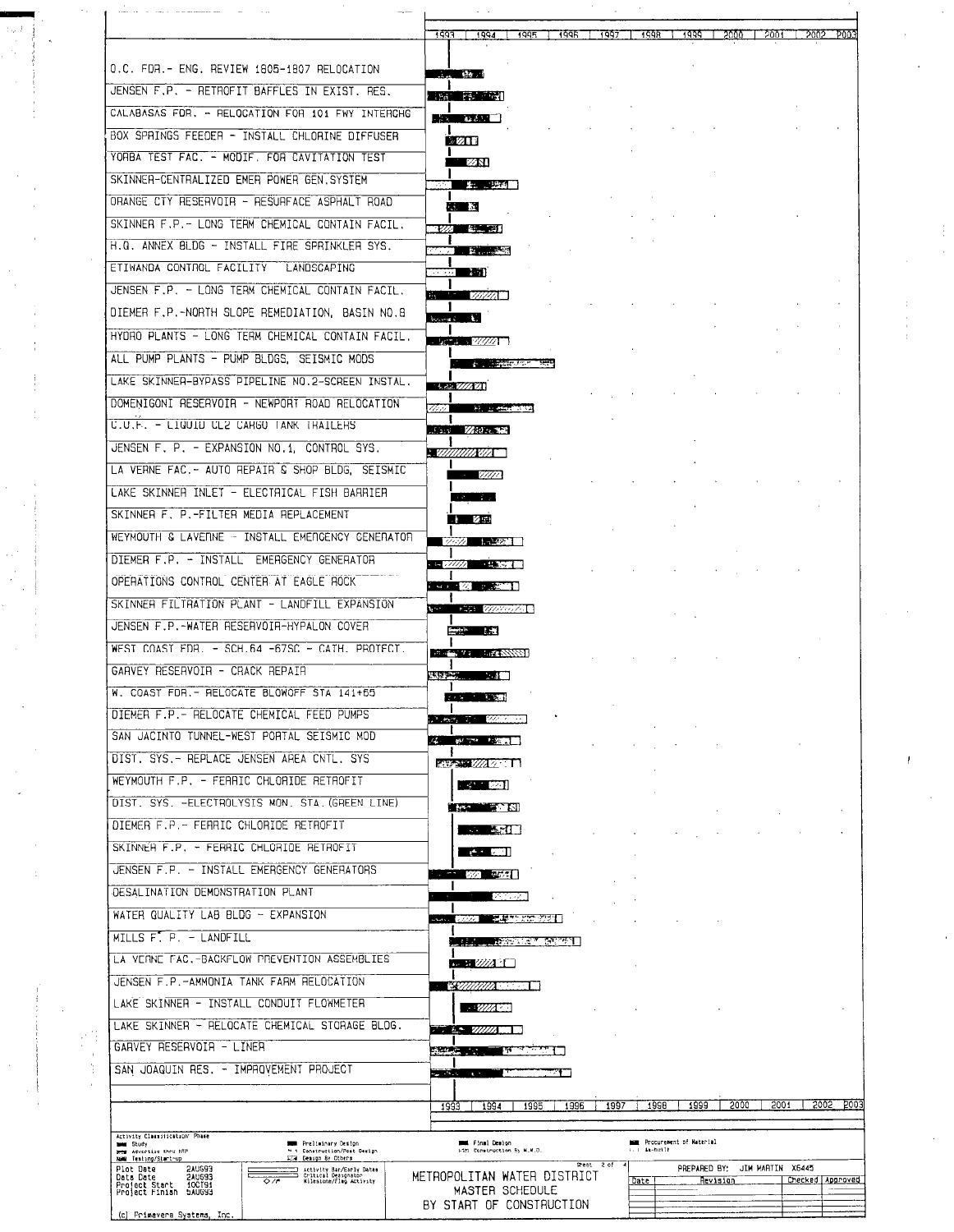| Activity | 1993 – 2003 |
|---|---|
| O.C. FDR.- ENG. REVIEW 1805-1807 RELOCATION | |
| JENSEN F.P. - RETROFIT BAFFLES IN EXIST. RES. | |
| CALABASAS FDR. - RELOCATION FOR 101 FWY INTERCHG | |
| BOX SPRINGS FEEDER - INSTALL CHLORINE DIFFUSER | |
| YORBA TEST FAC. - MODIF. FOR CAVITATION TEST | |
| SKINNER-CENTRALIZED EMER POWER GEN.SYSTEM | |
| ORANGE CTY RESERVOIR - RESURFACE ASPHALT ROAD | |
| SKINNER F.P.- LONG TERM CHEMICAL CONTAIN FACIL. | |
| H.Q. ANNEX BLDG - INSTALL FIRE SPRINKLER SYS. | |
| ETIWANDA CONTROL FACILITY LANDSCAPING | |
| JENSEN F.P. - LONG TERM CHEMICAL CONTAIN FACIL. | |
| DIEMER F.P.-NORTH SLOPE REMEDIATION, BASIN NO.8 | |
| HYDRO PLANTS - LONG TERM CHEMICAL CONTAIN FACIL. | |
| ALL PUMP PLANTS - PUMP BLDGS, SEISMIC MODS | |
| LAKE SKINNER-BYPASS PIPELINE NO.2-SCREEN INSTAL. | |
| DOMENIGONI RESERVOIR - NEWPORT ROAD RELOCATION | |
| C.U.F. - LIQUID CL2 CARGO TANK TRAILERS | |
| JENSEN F. P. - EXPANSION NO.1, CONTROL SYS. | |
| LA VERNE FAC.- AUTO REPAIR & SHOP BLDG, SEISMIC | |
| LAKE SKINNER INLET - ELECTRICAL FISH BARRIER | |
| SKINNER F. P.-FILTER MEDIA REPLACEMENT | |
| WEYMOUTH & LAVERNE - INSTALL EMERGENCY GENERATOR | |
| DIEMER F.P. - INSTALL EMERGENCY GENERATOR | |
| OPERATIONS CONTROL CENTER AT EAGLE ROCK | |
| SKINNER FILTRATION PLANT - LANDFILL EXPANSION | |
| JENSEN F.P.-WATER RESERVOIR-HYPALON COVER | |
| WEST COAST FDR. - SCH.64 -67SC - CATH. PROTECT. | |
| GARVEY RESERVOIR - CRACK REPAIR | |
| W. COAST FDR.- RELOCATE BLOWOFF STA 141+65 | |
| DIEMER F.P.- RELOCATE CHEMICAL FEED PUMPS | |
| SAN JACINTO TUNNEL-WEST PORTAL SEISMIC MOD | |
| DIST. SYS.- REPLACE JENSEN AREA CNTL. SYS | |
| WEYMOUTH F.P. - FERRIC CHLORIDE RETROFIT | |
| DIST. SYS. -ELECTROLYSIS MON. STA.(GREEN LINE) | |
| DIEMER F.P.- FERRIC CHLORIDE RETROFIT | |
| SKINNER F.P. - FERRIC CHLORIDE RETROFIT | |
| JENSEN F.P. - INSTALL EMERGENCY GENERATORS | |
| DESALINATION DEMONSTRATION PLANT | |
| WATER QUALITY LAB BLDG - EXPANSION | |
| MILLS F. P. - LANDFILL | |
| LA VERNE FAC.-BACKFLOW PREVENTION ASSEMBLIES | |
| JENSEN F.P.-AMMONIA TANK FARM RELOCATION | |
| LAKE SKINNER - INSTALL CONDUIT FLOWMETER | |
| LAKE SKINNER - RELOCATE CHEMICAL STORAGE BLDG. | |
| GARVEY RESERVOIR - LINER | |
| SAN JOAQUIN RES. - IMPROVEMENT PROJECT | |

Activity Classification Phase

- Study
- Advertise thru NTP
- Testing/Start-up
- Preliminary Design
- Construction/Post Design
- Design By Others
- Final Design
- Construction By M.W.D.
- Procurement of Material
- As-Built

Plot Date 2AUG93
Data Date 2AUG93
Project Start 1OCT91
Project Finish 5AUG93

Activity Bar/Early Dates
Critical Designator
Milestone/Flag Activity

Sheet 2 of 4

**METROPOLITAN WATER DISTRICT**
**MASTER SCHEDULE**
**BY START OF CONSTRUCTION**

PREPARED BY: JIM MARTIN X6445

| Date | Revision | Checked | Approved |
|---|---|---|---|
| | | | |

(c) Primavera Systems, Inc.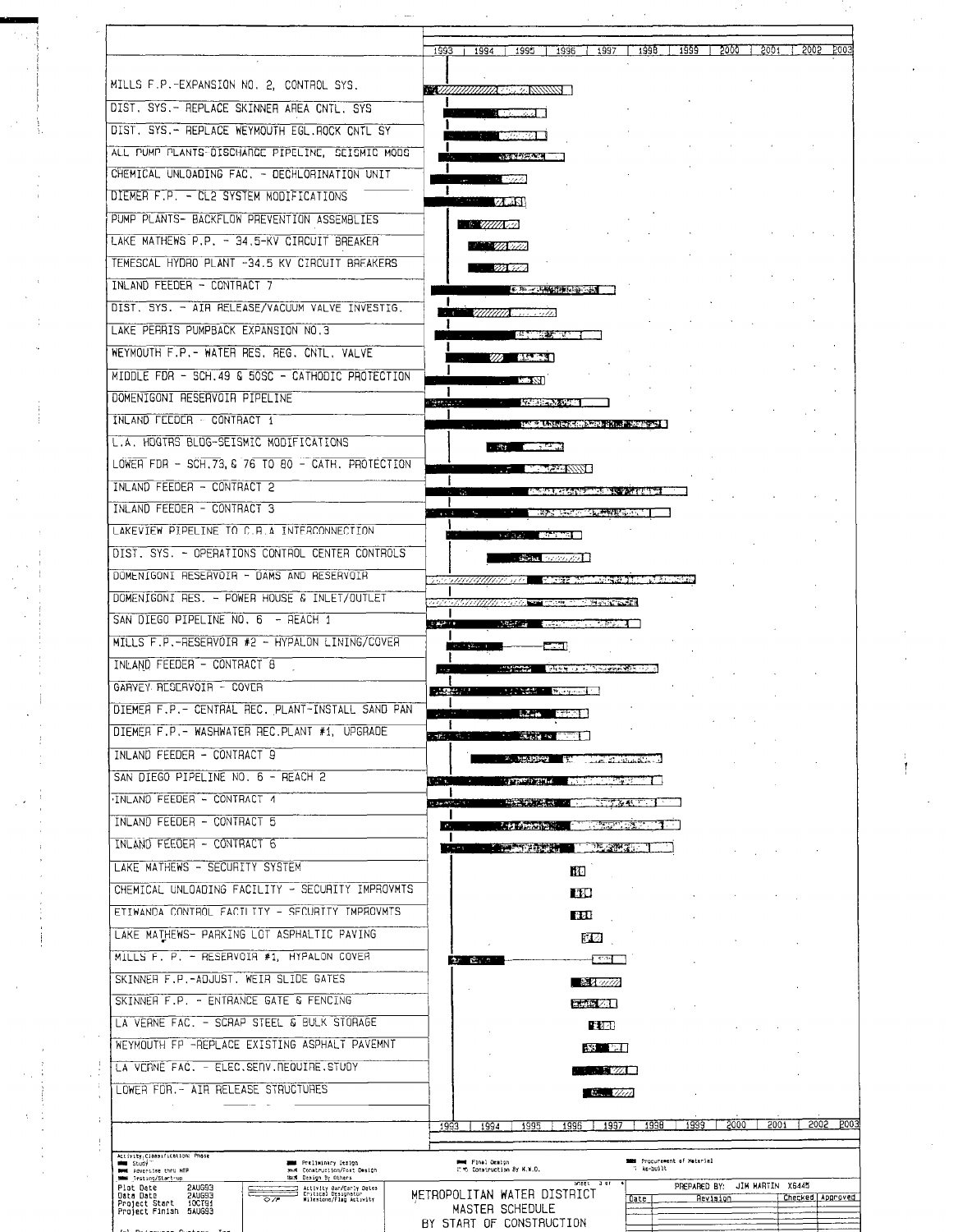| Activity | 1993 | 1994 | 1995 | 1996 | 1997 | 1998 | 1999 | 2000 | 2001 | 2002 | 2003 |
|---|---|---|---|---|---|---|---|---|---|---|---|
| MILLS F.P.-EXPANSION NO. 2, CONTROL SYS. | | | | | | | | | | | |
| DIST. SYS.- REPLACE SKINNER AREA CNTL. SYS | | | | | | | | | | | |
| DIST. SYS.- REPLACE WEYMOUTH EGL.ROCK CNTL SY | | | | | | | | | | | |
| ALL PUMP PLANTS-DISCHARGE PIPELINE, SEISMIC MODS | | | | | | | | | | | |
| CHEMICAL UNLOADING FAC. - DECHLORINATION UNIT | | | | | | | | | | | |
| DIEMER F.P. - CL2 SYSTEM MODIFICATIONS | | | | | | | | | | | |
| PUMP PLANTS- BACKFLOW PREVENTION ASSEMBLIES | | | | | | | | | | | |
| LAKE MATHEWS P.P. - 34.5-KV CIRCUIT BREAKER | | | | | | | | | | | |
| TEMESCAL HYDRO PLANT -34.5 KV CIRCUIT BREAKERS | | | | | | | | | | | |
| INLAND FEEDER - CONTRACT 7 | | | | | | | | | | | |
| DIST. SYS. - AIR RELEASE/VACUUM VALVE INVESTIG. | | | | | | | | | | | |
| LAKE PERRIS PUMPBACK EXPANSION NO.3 | | | | | | | | | | | |
| WEYMOUTH F.P.- WATER RES. REG. CNTL. VALVE | | | | | | | | | | | |
| MIDDLE FDR - SCH.49 & 50SC - CATHODIC PROTECTION | | | | | | | | | | | |
| DOMENIGONI RESERVOIR PIPELINE | | | | | | | | | | | |
| INLAND FEEDER - CONTRACT 1 | | | | | | | | | | | |
| L.A. HDQTRS BLDG-SEISMIC MODIFICATIONS | | | | | | | | | | | |
| LOWER FDR - SCH.73, & 76 TO 80 - CATH. PROTECTION | | | | | | | | | | | |
| INLAND FEEDER - CONTRACT 2 | | | | | | | | | | | |
| INLAND FEEDER - CONTRACT 3 | | | | | | | | | | | |
| LAKEVIEW PIPELINE TO C.R.A INTERCONNECTION | | | | | | | | | | | |
| DIST. SYS. - OPERATIONS CONTROL CENTER CONTROLS | | | | | | | | | | | |
| DOMENIGONI RESERVOIR - DAMS AND RESERVOIR | | | | | | | | | | | |
| DOMENIGONI RES. - POWER HOUSE & INLET/OUTLET | | | | | | | | | | | |
| SAN DIEGO PIPELINE NO. 6 - REACH 1 | | | | | | | | | | | |
| MILLS F.P.-RESERVOIR #2 - HYPALON LINING/COVER | | | | | | | | | | | |
| INLAND FEEDER - CONTRACT 8 | | | | | | | | | | | |
| GARVEY RESERVOIR - COVER | | | | | | | | | | | |
| DIEMER F.P.- CENTRAL REC. PLANT-INSTALL SAND PAN | | | | | | | | | | | |
| DIEMER F.P.- WASHWATER REC.PLANT #1, UPGRADE | | | | | | | | | | | |
| INLAND FEEDER - CONTRACT 9 | | | | | | | | | | | |
| SAN DIEGO PIPELINE NO. 6 - REACH 2 | | | | | | | | | | | |
| INLAND FEEDER - CONTRACT 4 | | | | | | | | | | | |
| INLAND FEEDER - CONTRACT 5 | | | | | | | | | | | |
| INLAND FEEDER - CONTRACT 6 | | | | | | | | | | | |
| LAKE MATHEWS - SECURITY SYSTEM | | | | | | | | | | | |
| CHEMICAL UNLOADING FACILITY - SECURITY IMPROVMTS | | | | | | | | | | | |
| ETIWANDA CONTROL FACILITY - SECURITY IMPROVMTS | | | | | | | | | | | |
| LAKE MATHEWS- PARKING LOT ASPHALTIC PAVING | | | | | | | | | | | |
| MILLS F. P. - RESERVOIR #1, HYPALON COVER | | | | | | | | | | | |
| SKINNER F.P.-ADJUST. WEIR SLIDE GATES | | | | | | | | | | | |
| SKINNER F.P. - ENTRANCE GATE & FENCING | | | | | | | | | | | |
| LA VERNE FAC. - SCRAP STEEL & BULK STORAGE | | | | | | | | | | | |
| WEYMOUTH FP -REPLACE EXISTING ASPHALT PAVEMNT | | | | | | | | | | | |
| LA VERNE FAC. - ELEC.SERV.REQUIRE.STUDY | | | | | | | | | | | |
| LOWER FDR.- AIR RELEASE STRUCTURES | | | | | | | | | | | |

Activity Classification: Phase
- Study
- Advertise thru NTP
- Testing/Start-up
- Preliminary Design
- Construction/Post Design
- Design By Others
- Final Design
- Construction By M.W.D.
- Procurement of Material
- As-built

Activity Bar/Early Dates
Critical Designator
Milestone/Flag Activity

Plot Date 2AUG93
Data Date 2AUG93
Project Start 1OCT91
Project Finish 5AUG93

METROPOLITAN WATER DISTRICT
MASTER SCHEDULE
BY START OF CONSTRUCTION

PREPARED BY: JIM MARTIN X6445

| Date | Revision | Checked | Approved |
|---|---|---|---|
| | | | |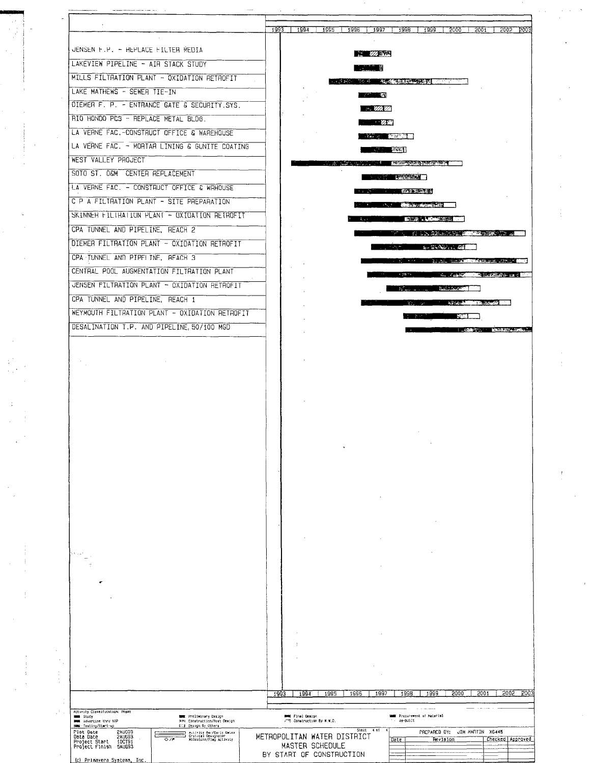| Project | 1993 | 1994 | 1995 | 1996 | 1997 | 1998 | 1999 | 2000 | 2001 | 2002 | 2003 |
|---|---|---|---|---|---|---|---|---|---|---|---|
| JENSEN F.P. - REPLACE FILTER MEDIA | | | | | | | | | | | |
| LAKEVIEW PIPELINE - AIR STACK STUDY | | | | | | | | | | | |
| MILLS FILTRATION PLANT - OXIDATION RETROFIT | | | | | | | | | | | |
| LAKE MATHEWS - SEWER TIE-IN | | | | | | | | | | | |
| DIEMER F. P. - ENTRANCE GATE & SECURITY SYS. | | | | | | | | | | | |
| RIO HONDO PCS - REPLACE METAL BLDG. | | | | | | | | | | | |
| LA VERNE FAC.-CONSTRUCT OFFICE & WAREHOUSE | | | | | | | | | | | |
| LA VERNE FAC. - MORTAR LINING & GUNITE COATING | | | | | | | | | | | |
| WEST VALLEY PROJECT | | | | | | | | | | | |
| SOTO ST. O&M CENTER REPLACEMENT | | | | | | | | | | | |
| LA VERNE FAC. - CONSTRUCT OFFICE & WRHOUSE | | | | | | | | | | | |
| C P A FILTRATION PLANT - SITE PREPARATION | | | | | | | | | | | |
| SKINNER FILTRATION PLANT - OXIDATION RETROFIT | | | | | | | | | | | |
| CPA TUNNEL AND PIPELINE, REACH 2 | | | | | | | | | | | |
| DIEMER FILTRATION PLANT - OXIDATION RETROFIT | | | | | | | | | | | |
| CPA TUNNEL AND PIPELINE, REACH 3 | | | | | | | | | | | |
| CENTRAL POOL AUGMENTATION FILTRATION PLANT | | | | | | | | | | | |
| JENSEN FILTRATION PLANT - OXIDATION RETROFIT | | | | | | | | | | | |
| CPA TUNNEL AND PIPELINE, REACH 1 | | | | | | | | | | | |
| WEYMOUTH FILTRATION PLANT - OXIDATION RETROFIT | | | | | | | | | | | |
| DESALINATION T.P. AND PIPELINE, 50/100 MGD | | | | | | | | | | | |

Activity Classification: Phase

- Study
- Advertise thru NTP
- Testing/Start-up
- Preliminary Design
- Construction/Post Design
- Design By Others
- Final Design
- Construction By M.W.D.
- Procurement of Material
- As-built

Plot Date 2AUG93
Data Date 2AUG93
Project Start 1OCT91
Project Finish 5AUG93

Activity Bar/Early Dates
Critical Designator
Milestone/Flag Activity

(c) Primavera Systems, Inc.

# METROPOLITAN WATER DISTRICT
## MASTER SCHEDULE
### BY START OF CONSTRUCTION

Sheet 4 of 4

PREPARED BY: JIM MARTIN X6445

| Date | Revision | Checked | Approved |
|---|---|---|---|
| | | | |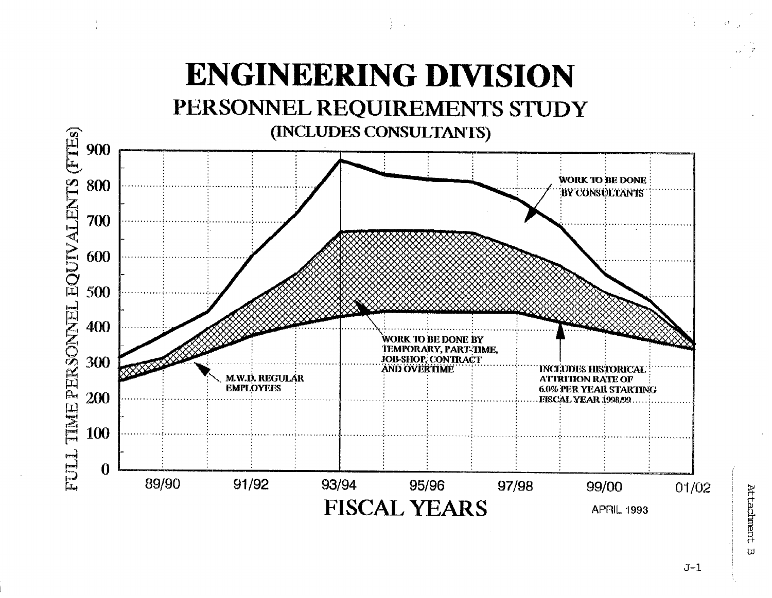# ENGINEERING DIVISION

## PERSONNEL REQUIREMENTS STUDY

### (INCLUDES CONSULTANTS)

FULL TIME PERSONNEL EQUIVALENTS (FTEs)

900
800
700
600
500
400
300
200
100
0

89/90 91/92 93/94 95/96 97/98 99/00 01/02

WORK TO BE DONE BY CONSULTANTS

WORK TO BE DONE BY TEMPORARY, PART-TIME, JOB-SHOP, CONTRACT AND OVERTIME

M.W.D. REGULAR EMPLOYEES

INCLUDES HISTORICAL ATTRITION RATE OF 6.0% PER YEAR STARTING FISCAL YEAR 1998/99

FISCAL YEARS

APRIL 1993

Attachment B

J-1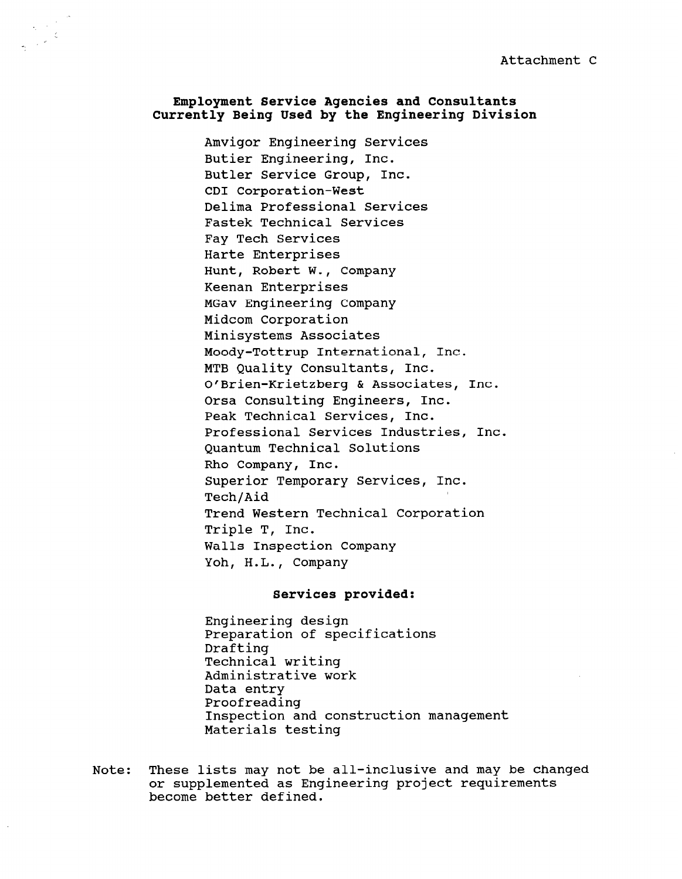Attachment C

## Employment Service Agencies and Consultants Currently Being Used by the Engineering Division

Amvigor Engineering Services
Butier Engineering, Inc.
Butler Service Group, Inc.
CDI Corporation-West
Delima Professional Services
Fastek Technical Services
Fay Tech Services
Harte Enterprises
Hunt, Robert W., Company
Keenan Enterprises
MGav Engineering Company
Midcom Corporation
Minisystems Associates
Moody-Tottrup International, Inc.
MTB Quality Consultants, Inc.
O'Brien-Krietzberg & Associates, Inc.
Orsa Consulting Engineers, Inc.
Peak Technical Services, Inc.
Professional Services Industries, Inc.
Quantum Technical Solutions
Rho Company, Inc.
Superior Temporary Services, Inc.
Tech/Aid
Trend Western Technical Corporation
Triple T, Inc.
Walls Inspection Company
Yoh, H.L., Company

### Services provided:

Engineering design
Preparation of specifications
Drafting
Technical writing
Administrative work
Data entry
Proofreading
Inspection and construction management
Materials testing

Note: These lists may not be all-inclusive and may be changed or supplemented as Engineering project requirements become better defined.